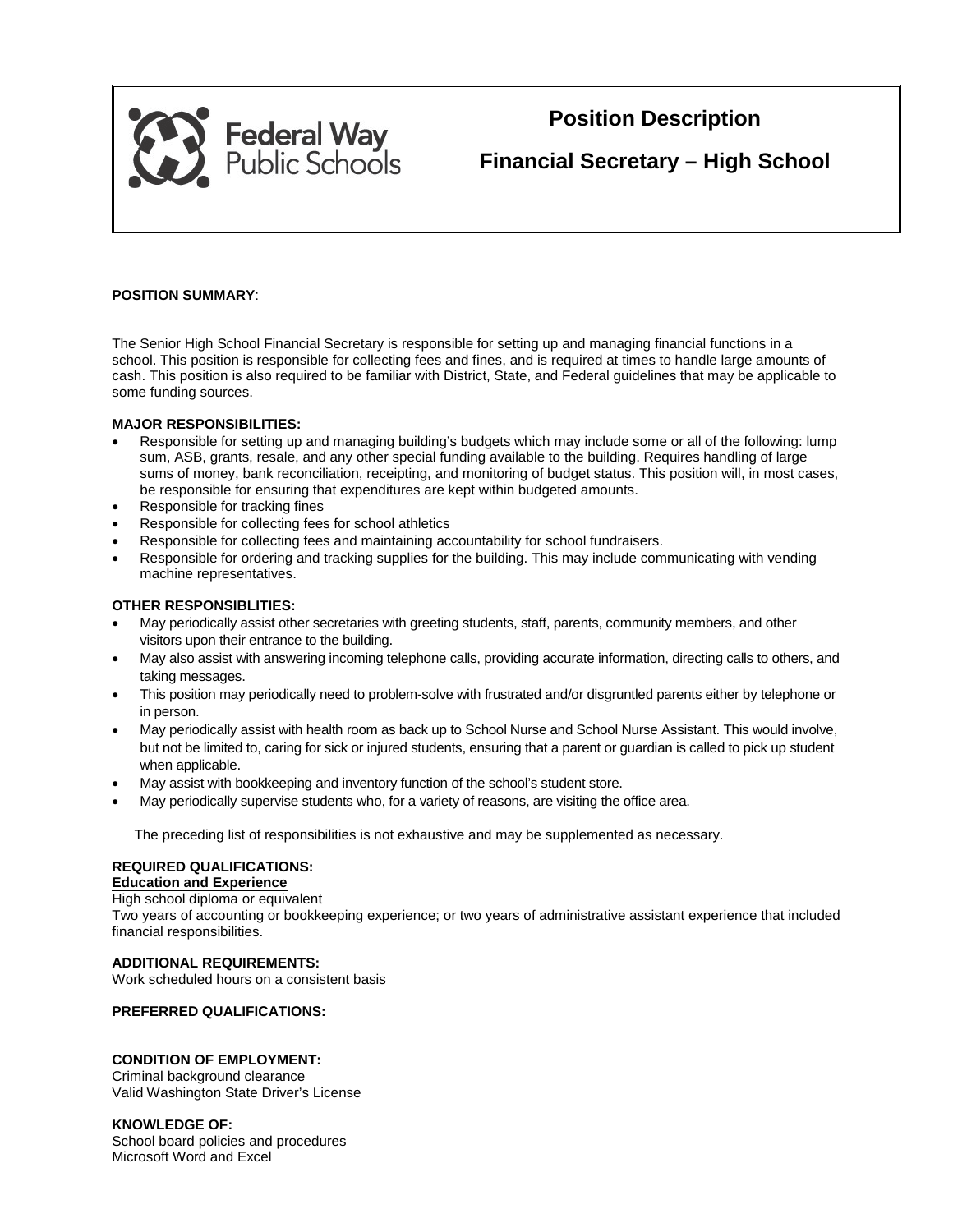Federal Way Public Schools

# Position Description

## Financial Secretary – High School

**POSITION SUMMARY**:

The Senior High School Financial Secretary is responsible for setting up and managing financial functions in a school. This position is responsible for collecting fees and fines, and is required at times to handle large amounts of cash. This position is also required to be familiar with District, State, and Federal guidelines that may be applicable to some funding sources.

**MAJOR RESPONSIBILITIES:**

- Responsible for setting up and managing building's budgets which may include some or all of the following: lump sum, ASB, grants, resale, and any other special funding available to the building. Requires handling of large sums of money, bank reconciliation, receipting, and monitoring of budget status. This position will, in most cases, be responsible for ensuring that expenditures are kept within budgeted amounts.
- Responsible for tracking fines
- Responsible for collecting fees for school athletics
- Responsible for collecting fees and maintaining accountability for school fundraisers.
- Responsible for ordering and tracking supplies for the building. This may include communicating with vending machine representatives.

**OTHER RESPONSIBLITIES:**

- May periodically assist other secretaries with greeting students, staff, parents, community members, and other visitors upon their entrance to the building.
- May also assist with answering incoming telephone calls, providing accurate information, directing calls to others, and taking messages.
- This position may periodically need to problem-solve with frustrated and/or disgruntled parents either by telephone or in person.
- May periodically assist with health room as back up to School Nurse and School Nurse Assistant. This would involve, but not be limited to, caring for sick or injured students, ensuring that a parent or guardian is called to pick up student when applicable.
- May assist with bookkeeping and inventory function of the school's student store.
- May periodically supervise students who, for a variety of reasons, are visiting the office area.

The preceding list of responsibilities is not exhaustive and may be supplemented as necessary.

**REQUIRED QUALIFICATIONS:**

**Education and Experience**

High school diploma or equivalent
Two years of accounting or bookkeeping experience; or two years of administrative assistant experience that included financial responsibilities.

**ADDITIONAL REQUIREMENTS:**

Work scheduled hours on a consistent basis

**PREFERRED QUALIFICATIONS:**

**CONDITION OF EMPLOYMENT:**

Criminal background clearance
Valid Washington State Driver's License

**KNOWLEDGE OF:**

School board policies and procedures
Microsoft Word and Excel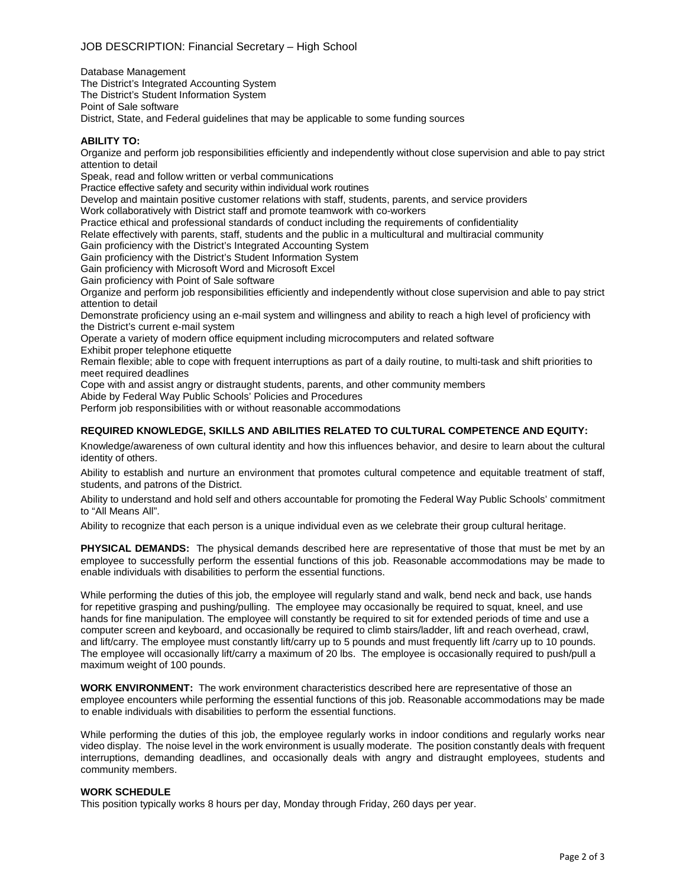Database Management
The District's Integrated Accounting System
The District's Student Information System
Point of Sale software
District, State, and Federal guidelines that may be applicable to some funding sources

**ABILITY TO:**

Organize and perform job responsibilities efficiently and independently without close supervision and able to pay strict attention to detail
Speak, read and follow written or verbal communications
Practice effective safety and security within individual work routines
Develop and maintain positive customer relations with staff, students, parents, and service providers
Work collaboratively with District staff and promote teamwork with co-workers
Practice ethical and professional standards of conduct including the requirements of confidentiality
Relate effectively with parents, staff, students and the public in a multicultural and multiracial community
Gain proficiency with the District's Integrated Accounting System
Gain proficiency with the District's Student Information System
Gain proficiency with Microsoft Word and Microsoft Excel
Gain proficiency with Point of Sale software
Organize and perform job responsibilities efficiently and independently without close supervision and able to pay strict attention to detail
Demonstrate proficiency using an e-mail system and willingness and ability to reach a high level of proficiency with the District's current e-mail system
Operate a variety of modern office equipment including microcomputers and related software
Exhibit proper telephone etiquette
Remain flexible; able to cope with frequent interruptions as part of a daily routine, to multi-task and shift priorities to meet required deadlines
Cope with and assist angry or distraught students, parents, and other community members
Abide by Federal Way Public Schools' Policies and Procedures
Perform job responsibilities with or without reasonable accommodations

**REQUIRED KNOWLEDGE, SKILLS AND ABILITIES RELATED TO CULTURAL COMPETENCE AND EQUITY:**

Knowledge/awareness of own cultural identity and how this influences behavior, and desire to learn about the cultural identity of others.

Ability to establish and nurture an environment that promotes cultural competence and equitable treatment of staff, students, and patrons of the District.

Ability to understand and hold self and others accountable for promoting the Federal Way Public Schools' commitment to "All Means All".

Ability to recognize that each person is a unique individual even as we celebrate their group cultural heritage.

**PHYSICAL DEMANDS:** The physical demands described here are representative of those that must be met by an employee to successfully perform the essential functions of this job. Reasonable accommodations may be made to enable individuals with disabilities to perform the essential functions.

While performing the duties of this job, the employee will regularly stand and walk, bend neck and back, use hands for repetitive grasping and pushing/pulling. The employee may occasionally be required to squat, kneel, and use hands for fine manipulation. The employee will constantly be required to sit for extended periods of time and use a computer screen and keyboard, and occasionally be required to climb stairs/ladder, lift and reach overhead, crawl, and lift/carry. The employee must constantly lift/carry up to 5 pounds and must frequently lift /carry up to 10 pounds. The employee will occasionally lift/carry a maximum of 20 lbs. The employee is occasionally required to push/pull a maximum weight of 100 pounds.

**WORK ENVIRONMENT:** The work environment characteristics described here are representative of those an employee encounters while performing the essential functions of this job. Reasonable accommodations may be made to enable individuals with disabilities to perform the essential functions.

While performing the duties of this job, the employee regularly works in indoor conditions and regularly works near video display. The noise level in the work environment is usually moderate. The position constantly deals with frequent interruptions, demanding deadlines, and occasionally deals with angry and distraught employees, students and community members.

**WORK SCHEDULE**

This position typically works 8 hours per day, Monday through Friday, 260 days per year.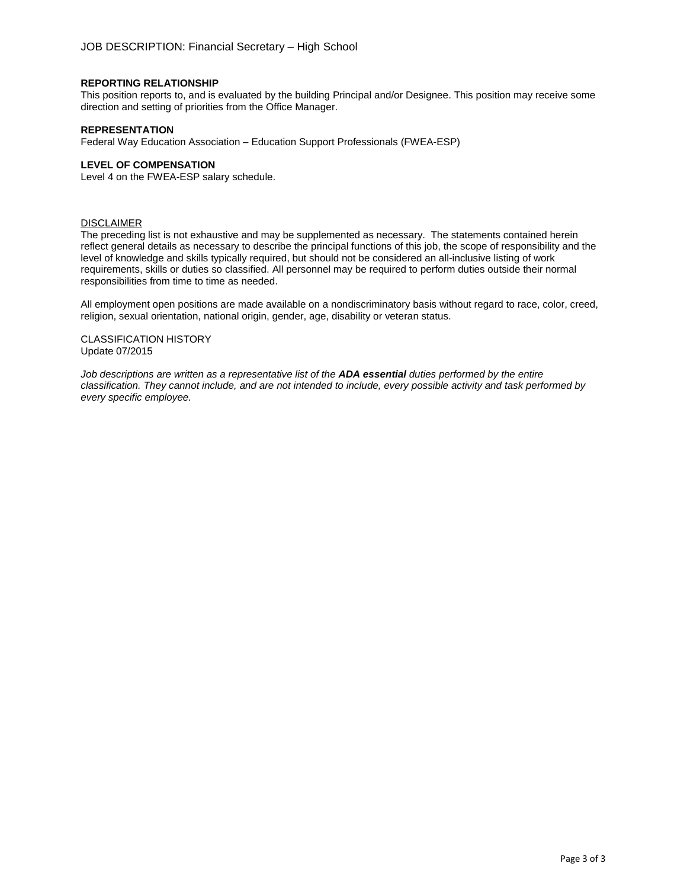**REPORTING RELATIONSHIP**
This position reports to, and is evaluated by the building Principal and/or Designee. This position may receive some direction and setting of priorities from the Office Manager.

**REPRESENTATION**
Federal Way Education Association – Education Support Professionals (FWEA-ESP)

**LEVEL OF COMPENSATION**
Level 4 on the FWEA-ESP salary schedule.

DISCLAIMER
The preceding list is not exhaustive and may be supplemented as necessary. The statements contained herein reflect general details as necessary to describe the principal functions of this job, the scope of responsibility and the level of knowledge and skills typically required, but should not be considered an all-inclusive listing of work requirements, skills or duties so classified. All personnel may be required to perform duties outside their normal responsibilities from time to time as needed.

All employment open positions are made available on a nondiscriminatory basis without regard to race, color, creed, religion, sexual orientation, national origin, gender, age, disability or veteran status.

CLASSIFICATION HISTORY
Update 07/2015

*Job descriptions are written as a representative list of the **ADA essential** duties performed by the entire classification. They cannot include, and are not intended to include, every possible activity and task performed by every specific employee.*